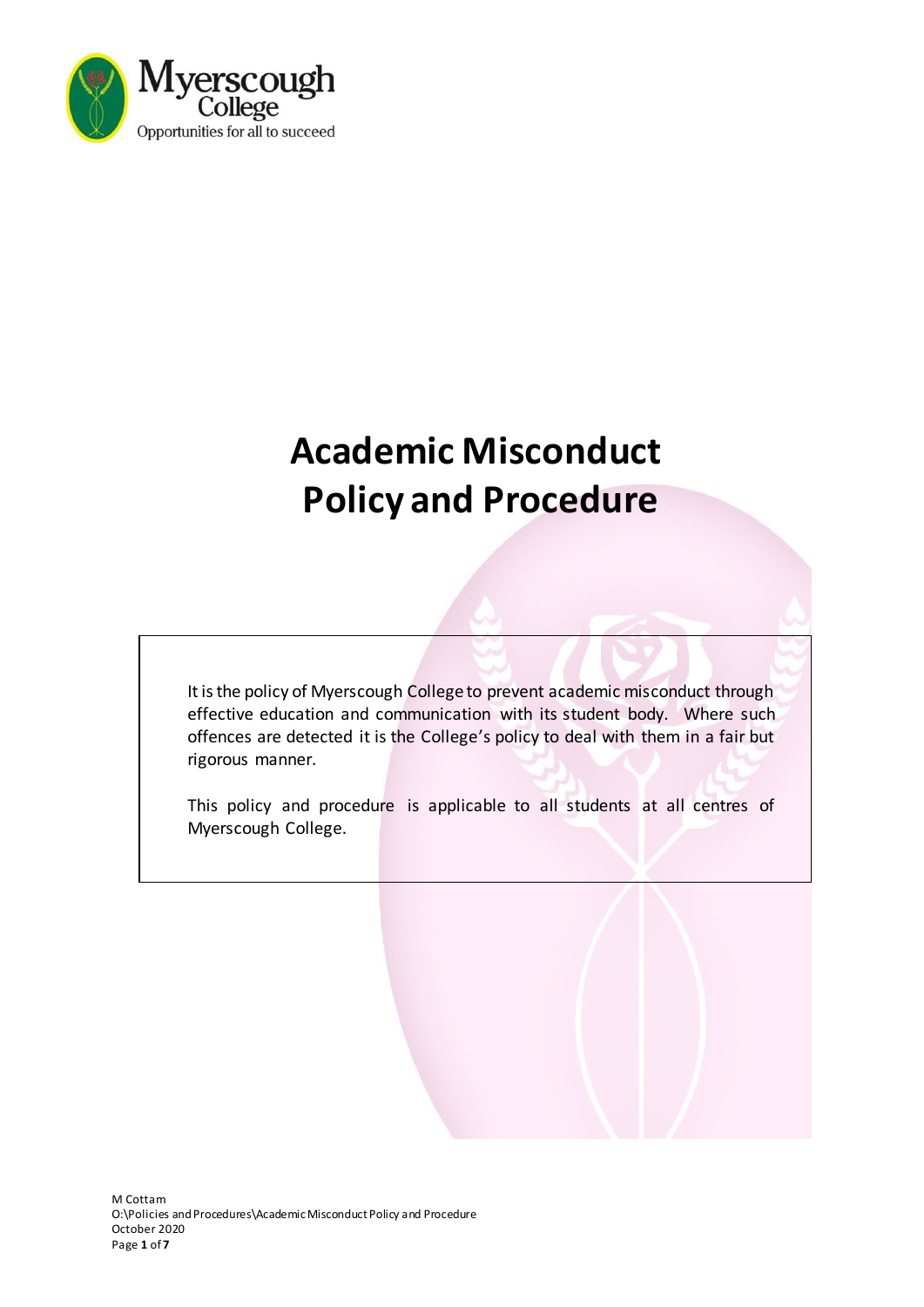Myerscough College
Opportunities for all to succeed

# Academic Misconduct Policy and Procedure

It is the policy of Myerscough College to prevent academic misconduct through effective education and communication with its student body. Where such offences are detected it is the College's policy to deal with them in a fair but rigorous manner.

This policy and procedure is applicable to all students at all centres of Myerscough College.

M Cottam
O:\Policies and Procedures\Academic Misconduct Policy and Procedure
October 2020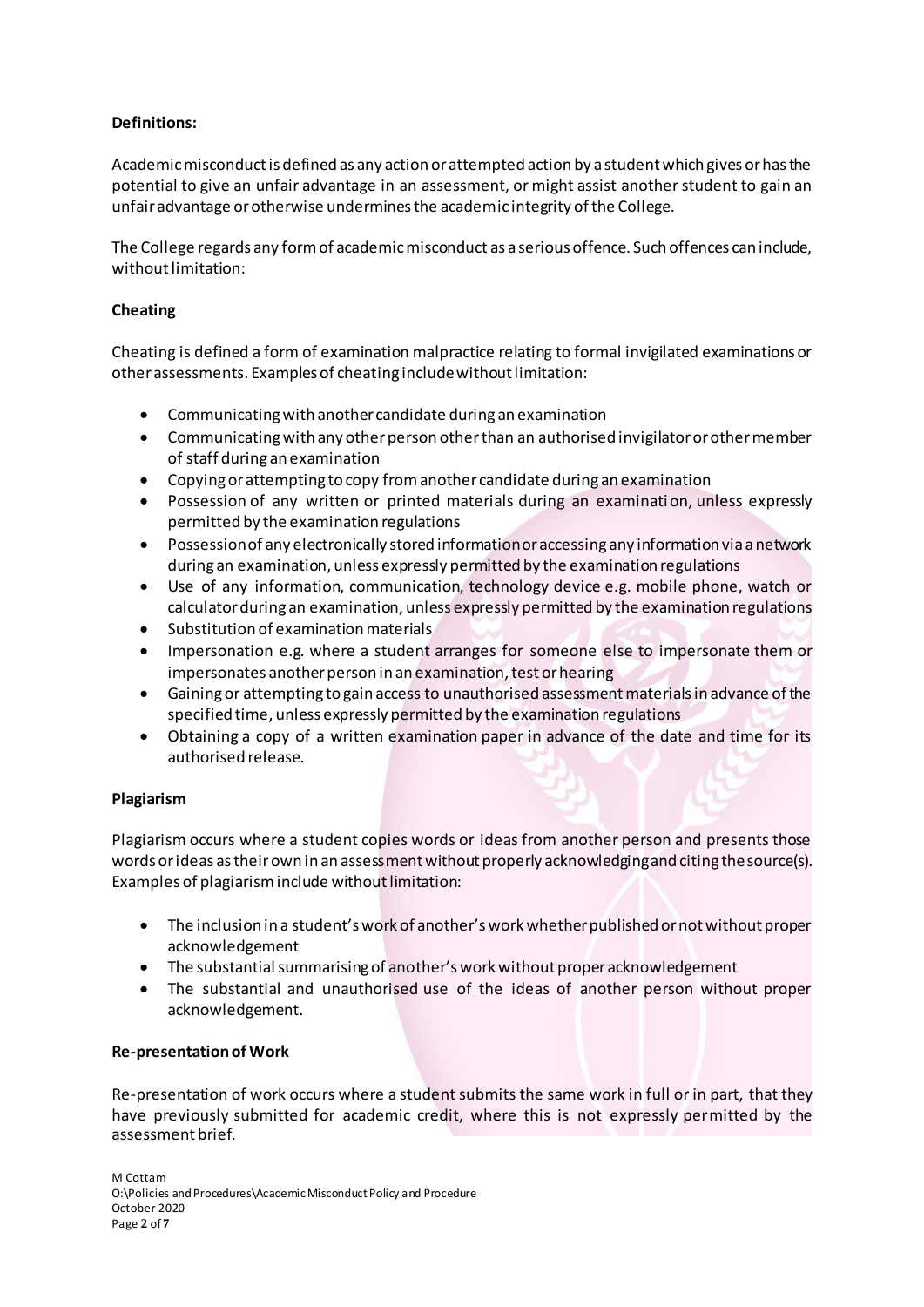**Definitions:**

Academic misconduct is defined as any action or attempted action by a student which gives or has the potential to give an unfair advantage in an assessment, or might assist another student to gain an unfair advantage or otherwise undermines the academic integrity of the College.

The College regards any form of academic misconduct as a serious offence. Such offences can include, without limitation:

**Cheating**

Cheating is defined a form of examination malpractice relating to formal invigilated examinations or other assessments. Examples of cheating include without limitation:

- Communicating with another candidate during an examination
- Communicating with any other person other than an authorised invigilator or other member of staff during an examination
- Copying or attempting to copy from another candidate during an examination
- Possession of any written or printed materials during an examination, unless expressly permitted by the examination regulations
- Possession of any electronically stored information or accessing any information via a network during an examination, unless expressly permitted by the examination regulations
- Use of any information, communication, technology device e.g. mobile phone, watch or calculator during an examination, unless expressly permitted by the examination regulations
- Substitution of examination materials
- Impersonation e.g. where a student arranges for someone else to impersonate them or impersonates another person in an examination, test or hearing
- Gaining or attempting to gain access to unauthorised assessment materials in advance of the specified time, unless expressly permitted by the examination regulations
- Obtaining a copy of a written examination paper in advance of the date and time for its authorised release.

**Plagiarism**

Plagiarism occurs where a student copies words or ideas from another person and presents those words or ideas as their own in an assessment without properly acknowledging and citing the source(s). Examples of plagiarism include without limitation:

- The inclusion in a student's work of another's work whether published or not without proper acknowledgement
- The substantial summarising of another's work without proper acknowledgement
- The substantial and unauthorised use of the ideas of another person without proper acknowledgement.

**Re-presentation of Work**

Re-presentation of work occurs where a student submits the same work in full or in part, that they have previously submitted for academic credit, where this is not expressly permitted by the assessment brief.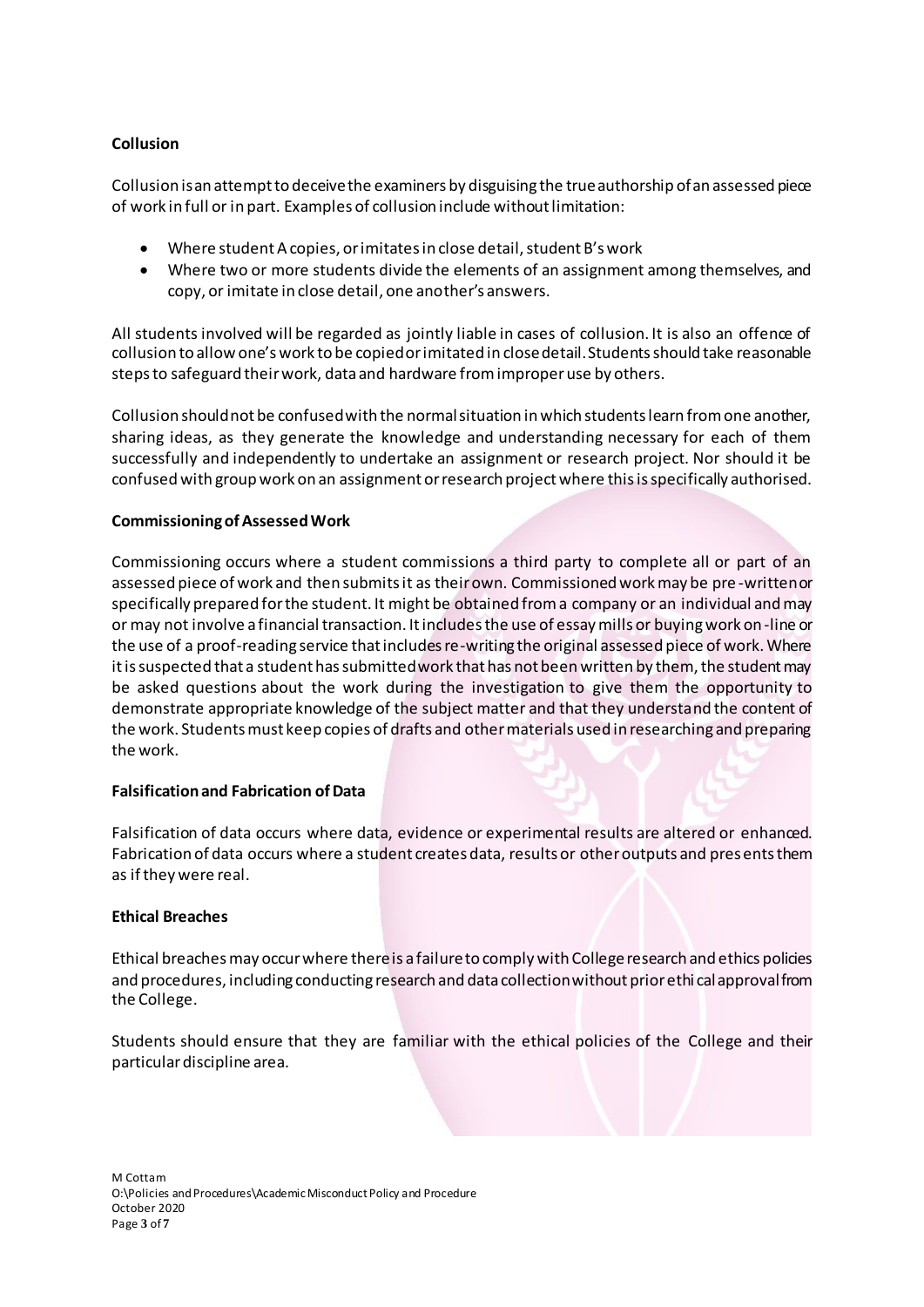**Collusion**

Collusion is an attempt to deceive the examiners by disguising the true authorship of an assessed piece of work in full or in part. Examples of collusion include without limitation:

- Where student A copies, or imitates in close detail, student B's work
- Where two or more students divide the elements of an assignment among themselves, and copy, or imitate in close detail, one another's answers.

All students involved will be regarded as jointly liable in cases of collusion. It is also an offence of collusion to allow one's work to be copied or imitated in close detail. Students should take reasonable steps to safeguard their work, data and hardware from improper use by others.

Collusion should not be confused with the normal situation in which students learn from one another, sharing ideas, as they generate the knowledge and understanding necessary for each of them successfully and independently to undertake an assignment or research project. Nor should it be confused with group work on an assignment or research project where this is specifically authorised.

**Commissioning of Assessed Work**

Commissioning occurs where a student commissions a third party to complete all or part of an assessed piece of work and then submits it as their own. Commissioned work may be pre-written or specifically prepared for the student. It might be obtained from a company or an individual and may or may not involve a financial transaction. It includes the use of essay mills or buying work on-line or the use of a proof-reading service that includes re-writing the original assessed piece of work. Where it is suspected that a student has submitted work that has not been written by them, the student may be asked questions about the work during the investigation to give them the opportunity to demonstrate appropriate knowledge of the subject matter and that they understand the content of the work. Students must keep copies of drafts and other materials used in researching and preparing the work.

**Falsification and Fabrication of Data**

Falsification of data occurs where data, evidence or experimental results are altered or enhanced. Fabrication of data occurs where a student creates data, results or other outputs and presents them as if they were real.

**Ethical Breaches**

Ethical breaches may occur where there is a failure to comply with College research and ethics policies and procedures, including conducting research and data collection without prior ethical approval from the College.

Students should ensure that they are familiar with the ethical policies of the College and their particular discipline area.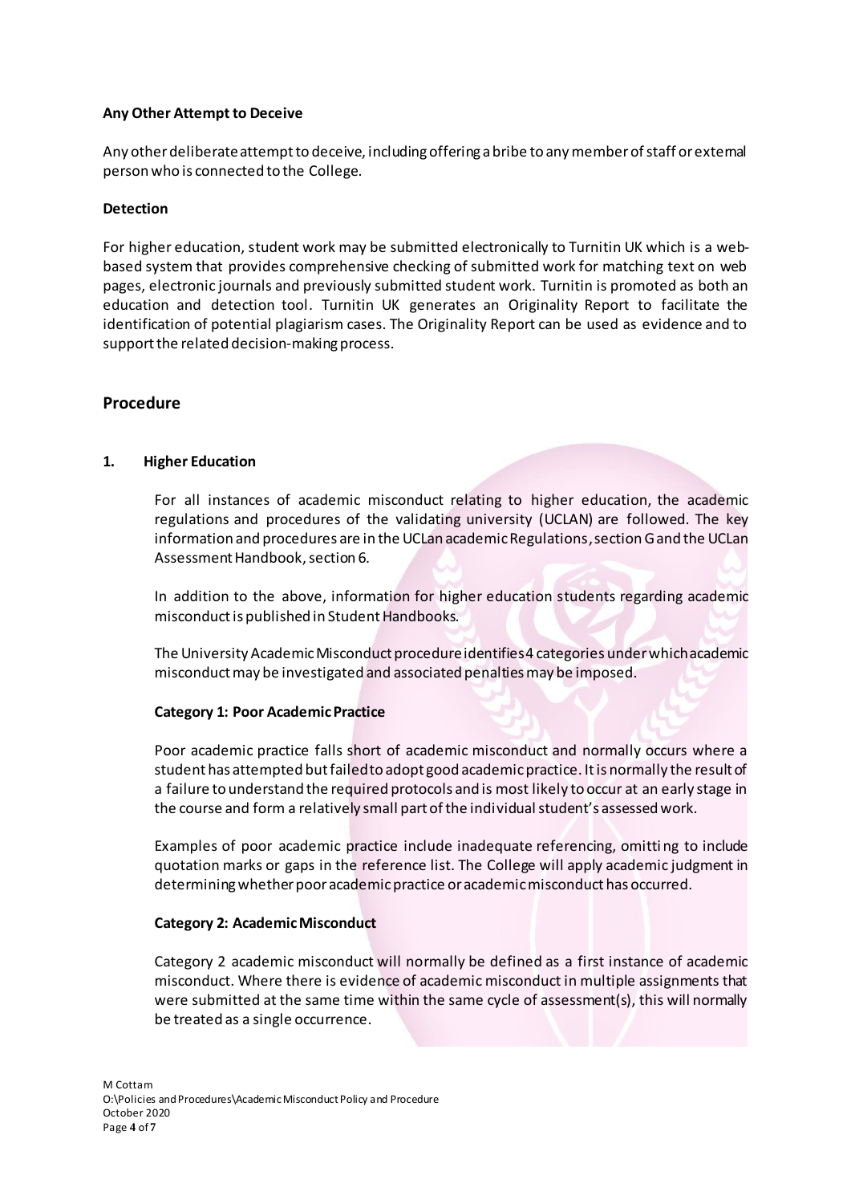**Any Other Attempt to Deceive**

Any other deliberate attempt to deceive, including offering a bribe to any member of staff or external person who is connected to the College.

**Detection**

For higher education, student work may be submitted electronically to Turnitin UK which is a web-based system that provides comprehensive checking of submitted work for matching text on web pages, electronic journals and previously submitted student work. Turnitin is promoted as both an education and detection tool. Turnitin UK generates an Originality Report to facilitate the identification of potential plagiarism cases. The Originality Report can be used as evidence and to support the related decision-making process.

## Procedure

### 1. Higher Education

For all instances of academic misconduct relating to higher education, the academic regulations and procedures of the validating university (UCLAN) are followed. The key information and procedures are in the UCLan academic Regulations, section G and the UCLan Assessment Handbook, section 6.

In addition to the above, information for higher education students regarding academic misconduct is published in Student Handbooks.

The University Academic Misconduct procedure identifies 4 categories under which academic misconduct may be investigated and associated penalties may be imposed.

**Category 1: Poor Academic Practice**

Poor academic practice falls short of academic misconduct and normally occurs where a student has attempted but failed to adopt good academic practice. It is normally the result of a failure to understand the required protocols and is most likely to occur at an early stage in the course and form a relatively small part of the individual student's assessed work.

Examples of poor academic practice include inadequate referencing, omitting to include quotation marks or gaps in the reference list. The College will apply academic judgment in determining whether poor academic practice or academic misconduct has occurred.

**Category 2: Academic Misconduct**

Category 2 academic misconduct will normally be defined as a first instance of academic misconduct. Where there is evidence of academic misconduct in multiple assignments that were submitted at the same time within the same cycle of assessment(s), this will normally be treated as a single occurrence.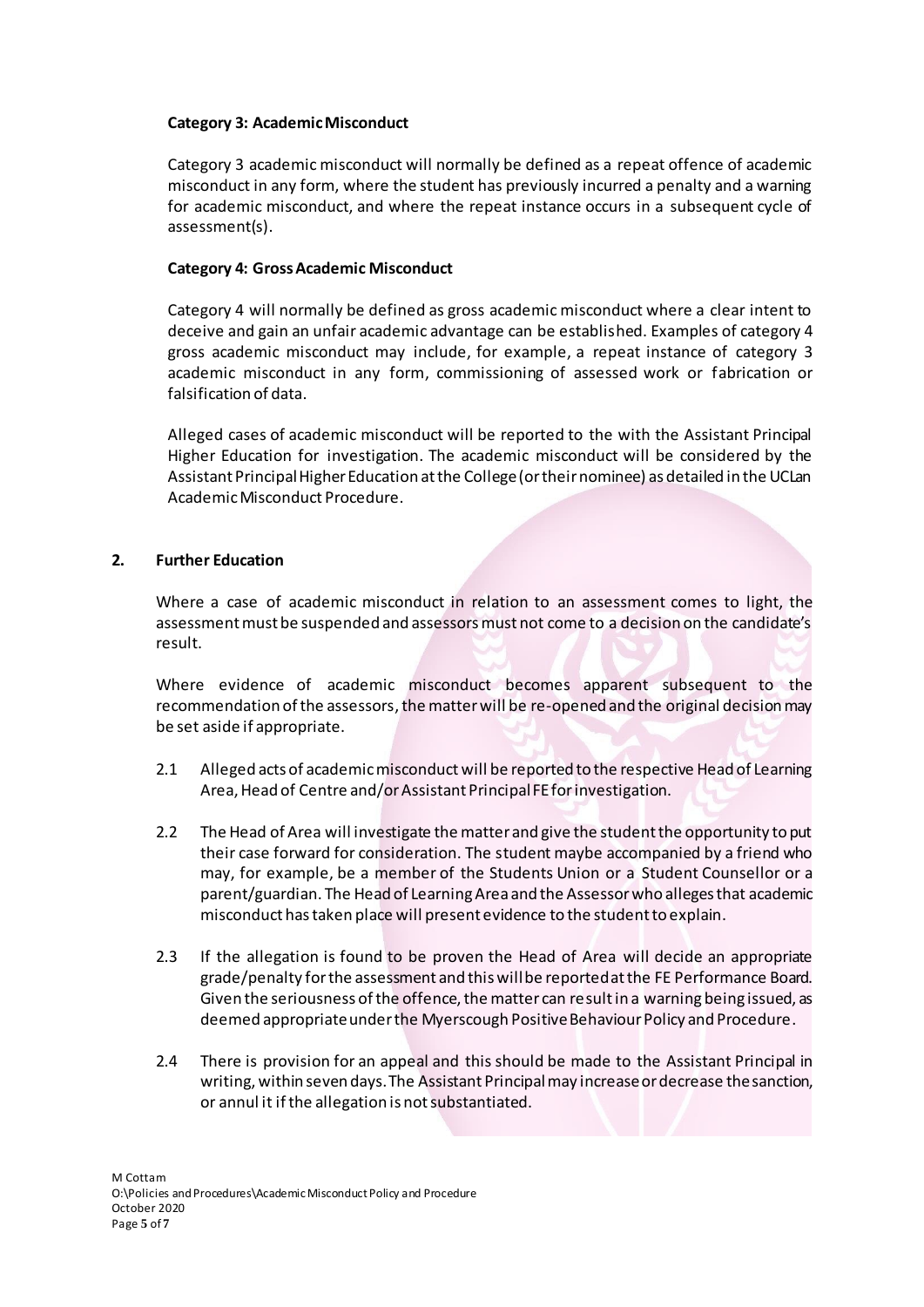**Category 3: Academic Misconduct**

Category 3 academic misconduct will normally be defined as a repeat offence of academic misconduct in any form, where the student has previously incurred a penalty and a warning for academic misconduct, and where the repeat instance occurs in a subsequent cycle of assessment(s).

**Category 4: Gross Academic Misconduct**

Category 4 will normally be defined as gross academic misconduct where a clear intent to deceive and gain an unfair academic advantage can be established. Examples of category 4 gross academic misconduct may include, for example, a repeat instance of category 3 academic misconduct in any form, commissioning of assessed work or fabrication or falsification of data.

Alleged cases of academic misconduct will be reported to the with the Assistant Principal Higher Education for investigation. The academic misconduct will be considered by the Assistant Principal Higher Education at the College (or their nominee) as detailed in the UCLan Academic Misconduct Procedure.

## 2. Further Education

Where a case of academic misconduct in relation to an assessment comes to light, the assessment must be suspended and assessors must not come to a decision on the candidate's result.

Where evidence of academic misconduct becomes apparent subsequent to the recommendation of the assessors, the matter will be re-opened and the original decision may be set aside if appropriate.

2.1 Alleged acts of academic misconduct will be reported to the respective Head of Learning Area, Head of Centre and/or Assistant Principal FE for investigation.

2.2 The Head of Area will investigate the matter and give the student the opportunity to put their case forward for consideration. The student maybe accompanied by a friend who may, for example, be a member of the Students Union or a Student Counsellor or a parent/guardian. The Head of Learning Area and the Assessor who alleges that academic misconduct has taken place will present evidence to the student to explain.

2.3 If the allegation is found to be proven the Head of Area will decide an appropriate grade/penalty for the assessment and this will be reported at the FE Performance Board. Given the seriousness of the offence, the matter can result in a warning being issued, as deemed appropriate under the Myerscough Positive Behaviour Policy and Procedure.

2.4 There is provision for an appeal and this should be made to the Assistant Principal in writing, within seven days. The Assistant Principal may increase or decrease the sanction, or annul it if the allegation is not substantiated.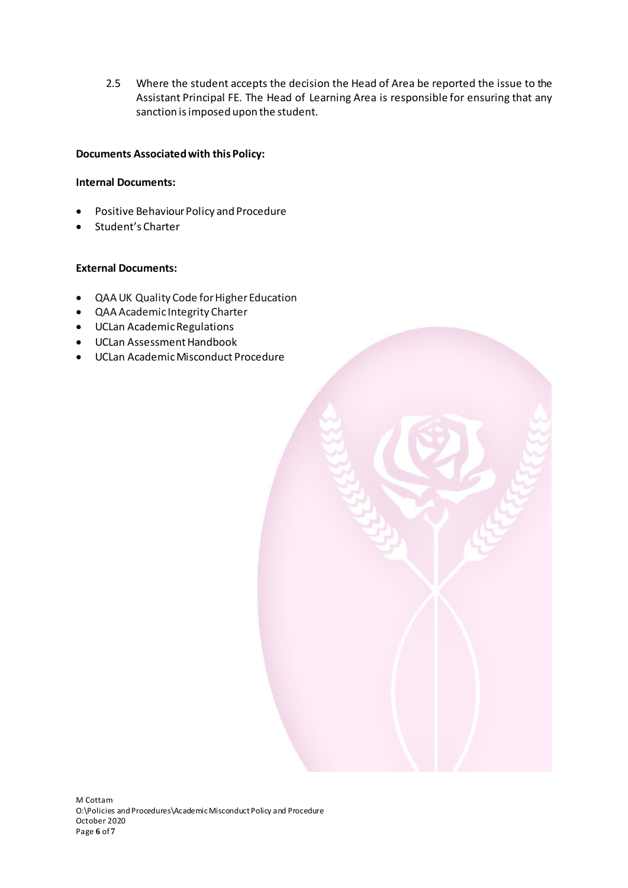2.5 Where the student accepts the decision the Head of Area be reported the issue to the Assistant Principal FE. The Head of Learning Area is responsible for ensuring that any sanction is imposed upon the student.

**Documents Associated with this Policy:**

**Internal Documents:**

- Positive Behaviour Policy and Procedure
- Student's Charter

**External Documents:**

- QAA UK Quality Code for Higher Education
- QAA Academic Integrity Charter
- UCLan Academic Regulations
- UCLan Assessment Handbook
- UCLan Academic Misconduct Procedure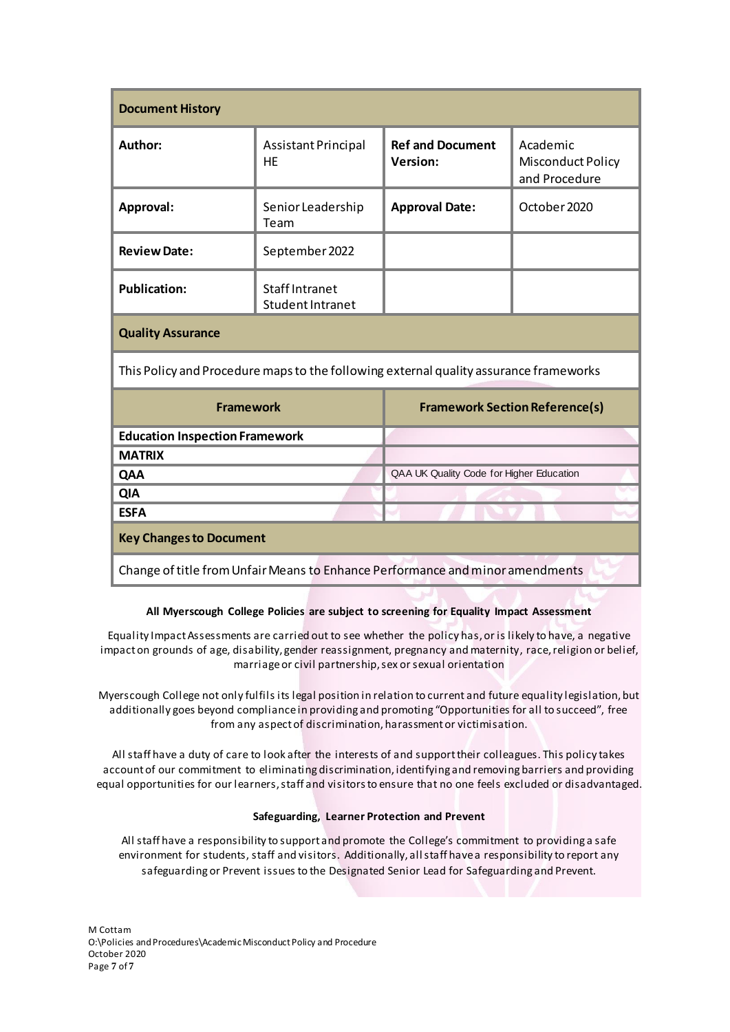| **Document History** | | | |
| --- | --- | --- | --- |
| **Author:** | Assistant Principal HE | **Ref and Document Version:** | Academic Misconduct Policy and Procedure |
| **Approval:** | Senior Leadership Team | **Approval Date:** | October 2020 |
| **Review Date:** | September 2022 | | |
| **Publication:** | Staff Intranet<br>Student Intranet | | |

**Quality Assurance**

This Policy and Procedure maps to the following external quality assurance frameworks

| **Framework** | **Framework Section Reference(s)** |
| --- | --- |
| **Education Inspection Framework** | |
| **MATRIX** | |
| **QAA** | QAA UK Quality Code for Higher Education |
| **QIA** | |
| **ESFA** | |

**Key Changes to Document**

Change of title from Unfair Means to Enhance Performance and minor amendments

**All Myerscough College Policies are subject to screening for Equality Impact Assessment**

Equality Impact Assessments are carried out to see whether the policy has, or is likely to have, a negative impact on grounds of age, disability, gender reassignment, pregnancy and maternity, race, religion or belief, marriage or civil partnership, sex or sexual orientation

Myerscough College not only fulfils its legal position in relation to current and future equality legislation, but additionally goes beyond compliance in providing and promoting "Opportunities for all to succeed", free from any aspect of discrimination, harassment or victimisation.

All staff have a duty of care to look after the interests of and support their colleagues. This policy takes account of our commitment to eliminating discrimination, identifying and removing barriers and providing equal opportunities for our learners, staff and visitors to ensure that no one feels excluded or disadvantaged.

**Safeguarding, Learner Protection and Prevent**

All staff have a responsibility to support and promote the College's commitment to providing a safe environment for students, staff and visitors. Additionally, all staff have a responsibility to report any safeguarding or Prevent issues to the Designated Senior Lead for Safeguarding and Prevent.